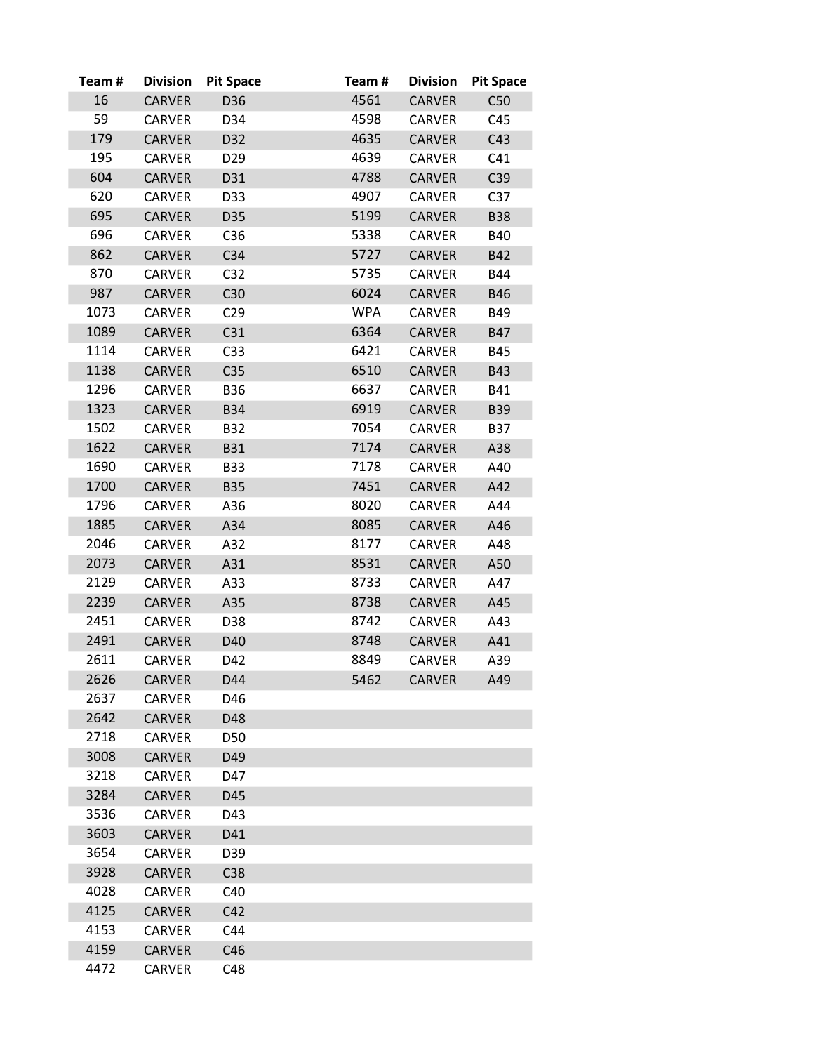| Team # | Division | Pit Space |
|---|---|---|
| 16 | CARVER | D36 |
| 59 | CARVER | D34 |
| 179 | CARVER | D32 |
| 195 | CARVER | D29 |
| 604 | CARVER | D31 |
| 620 | CARVER | D33 |
| 695 | CARVER | D35 |
| 696 | CARVER | C36 |
| 862 | CARVER | C34 |
| 870 | CARVER | C32 |
| 987 | CARVER | C30 |
| 1073 | CARVER | C29 |
| 1089 | CARVER | C31 |
| 1114 | CARVER | C33 |
| 1138 | CARVER | C35 |
| 1296 | CARVER | B36 |
| 1323 | CARVER | B34 |
| 1502 | CARVER | B32 |
| 1622 | CARVER | B31 |
| 1690 | CARVER | B33 |
| 1700 | CARVER | B35 |
| 1796 | CARVER | A36 |
| 1885 | CARVER | A34 |
| 2046 | CARVER | A32 |
| 2073 | CARVER | A31 |
| 2129 | CARVER | A33 |
| 2239 | CARVER | A35 |
| 2451 | CARVER | D38 |
| 2491 | CARVER | D40 |
| 2611 | CARVER | D42 |
| 2626 | CARVER | D44 |
| 2637 | CARVER | D46 |
| 2642 | CARVER | D48 |
| 2718 | CARVER | D50 |
| 3008 | CARVER | D49 |
| 3218 | CARVER | D47 |
| 3284 | CARVER | D45 |
| 3536 | CARVER | D43 |
| 3603 | CARVER | D41 |
| 3654 | CARVER | D39 |
| 3928 | CARVER | C38 |
| 4028 | CARVER | C40 |
| 4125 | CARVER | C42 |
| 4153 | CARVER | C44 |
| 4159 | CARVER | C46 |
| 4472 | CARVER | C48 |
| 4561 | CARVER | C50 |
| 4598 | CARVER | C45 |
| 4635 | CARVER | C43 |
| 4639 | CARVER | C41 |
| 4788 | CARVER | C39 |
| 4907 | CARVER | C37 |
| 5199 | CARVER | B38 |
| 5338 | CARVER | B40 |
| 5727 | CARVER | B42 |
| 5735 | CARVER | B44 |
| 6024 | CARVER | B46 |
| WPA | CARVER | B49 |
| 6364 | CARVER | B47 |
| 6421 | CARVER | B45 |
| 6510 | CARVER | B43 |
| 6637 | CARVER | B41 |
| 6919 | CARVER | B39 |
| 7054 | CARVER | B37 |
| 7174 | CARVER | A38 |
| 7178 | CARVER | A40 |
| 7451 | CARVER | A42 |
| 8020 | CARVER | A44 |
| 8085 | CARVER | A46 |
| 8177 | CARVER | A48 |
| 8531 | CARVER | A50 |
| 8733 | CARVER | A47 |
| 8738 | CARVER | A45 |
| 8742 | CARVER | A43 |
| 8748 | CARVER | A41 |
| 8849 | CARVER | A39 |
| 5462 | CARVER | A49 |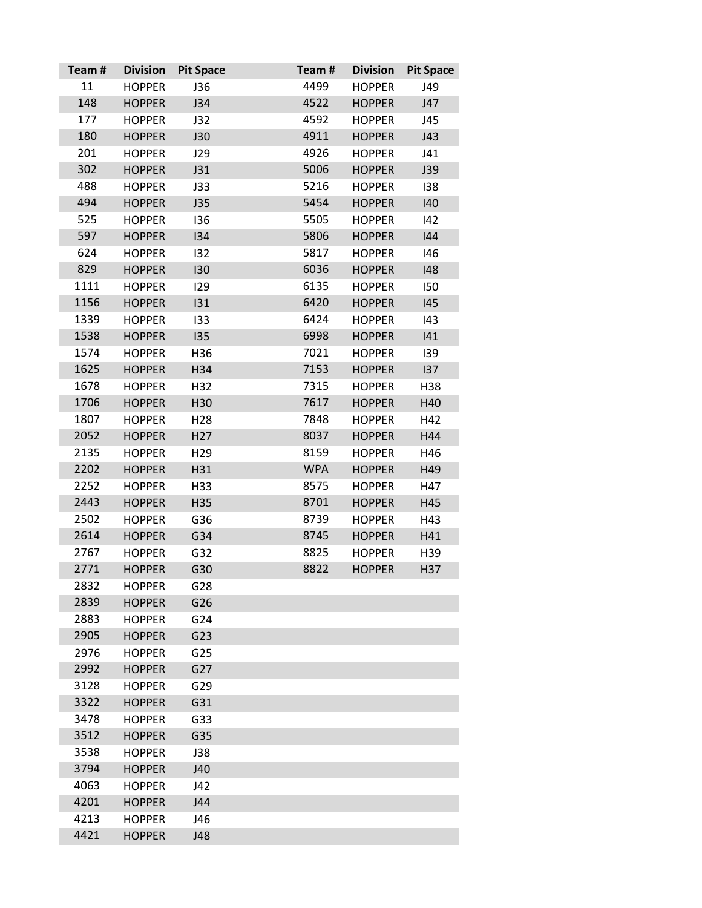| Team # | Division | Pit Space |
| --- | --- | --- |
| 11 | HOPPER | J36 |
| 148 | HOPPER | J34 |
| 177 | HOPPER | J32 |
| 180 | HOPPER | J30 |
| 201 | HOPPER | J29 |
| 302 | HOPPER | J31 |
| 488 | HOPPER | J33 |
| 494 | HOPPER | J35 |
| 525 | HOPPER | I36 |
| 597 | HOPPER | I34 |
| 624 | HOPPER | I32 |
| 829 | HOPPER | I30 |
| 1111 | HOPPER | I29 |
| 1156 | HOPPER | I31 |
| 1339 | HOPPER | I33 |
| 1538 | HOPPER | I35 |
| 1574 | HOPPER | H36 |
| 1625 | HOPPER | H34 |
| 1678 | HOPPER | H32 |
| 1706 | HOPPER | H30 |
| 1807 | HOPPER | H28 |
| 2052 | HOPPER | H27 |
| 2135 | HOPPER | H29 |
| 2202 | HOPPER | H31 |
| 2252 | HOPPER | H33 |
| 2443 | HOPPER | H35 |
| 2502 | HOPPER | G36 |
| 2614 | HOPPER | G34 |
| 2767 | HOPPER | G32 |
| 2771 | HOPPER | G30 |
| 2832 | HOPPER | G28 |
| 2839 | HOPPER | G26 |
| 2883 | HOPPER | G24 |
| 2905 | HOPPER | G23 |
| 2976 | HOPPER | G25 |
| 2992 | HOPPER | G27 |
| 3128 | HOPPER | G29 |
| 3322 | HOPPER | G31 |
| 3478 | HOPPER | G33 |
| 3512 | HOPPER | G35 |
| 3538 | HOPPER | J38 |
| 3794 | HOPPER | J40 |
| 4063 | HOPPER | J42 |
| 4201 | HOPPER | J44 |
| 4213 | HOPPER | J46 |
| 4421 | HOPPER | J48 |
| 4499 | HOPPER | J49 |
| 4522 | HOPPER | J47 |
| 4592 | HOPPER | J45 |
| 4911 | HOPPER | J43 |
| 4926 | HOPPER | J41 |
| 5006 | HOPPER | J39 |
| 5216 | HOPPER | I38 |
| 5454 | HOPPER | I40 |
| 5505 | HOPPER | I42 |
| 5806 | HOPPER | I44 |
| 5817 | HOPPER | I46 |
| 6036 | HOPPER | I48 |
| 6135 | HOPPER | I50 |
| 6420 | HOPPER | I45 |
| 6424 | HOPPER | I43 |
| 6998 | HOPPER | I41 |
| 7021 | HOPPER | I39 |
| 7153 | HOPPER | I37 |
| 7315 | HOPPER | H38 |
| 7617 | HOPPER | H40 |
| 7848 | HOPPER | H42 |
| 8037 | HOPPER | H44 |
| 8159 | HOPPER | H46 |
| WPA | HOPPER | H49 |
| 8575 | HOPPER | H47 |
| 8701 | HOPPER | H45 |
| 8739 | HOPPER | H43 |
| 8745 | HOPPER | H41 |
| 8825 | HOPPER | H39 |
| 8822 | HOPPER | H37 |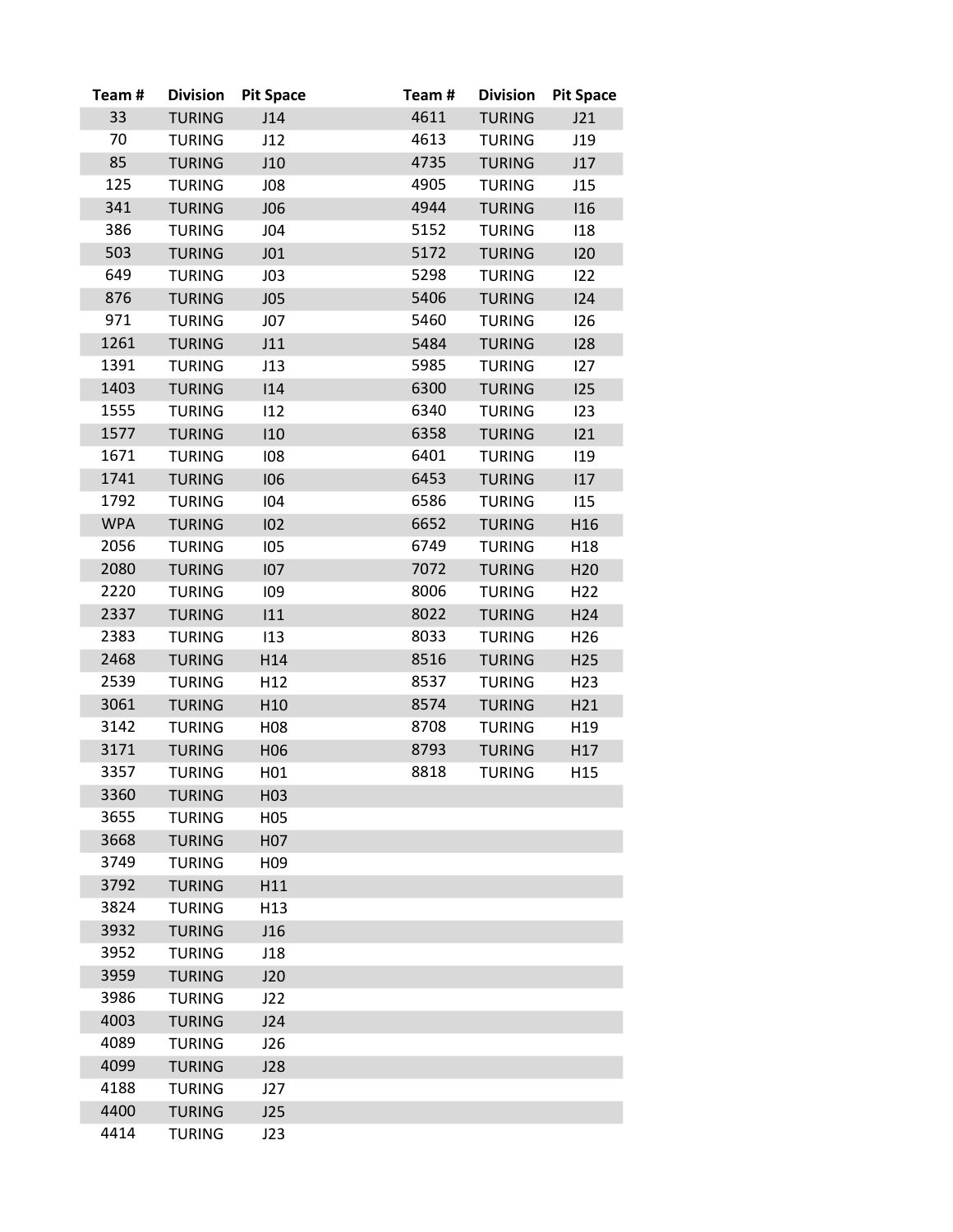| Team # | Division | Pit Space |
|---|---|---|
| 33 | TURING | J14 |
| 70 | TURING | J12 |
| 85 | TURING | J10 |
| 125 | TURING | J08 |
| 341 | TURING | J06 |
| 386 | TURING | J04 |
| 503 | TURING | J01 |
| 649 | TURING | J03 |
| 876 | TURING | J05 |
| 971 | TURING | J07 |
| 1261 | TURING | J11 |
| 1391 | TURING | J13 |
| 1403 | TURING | I14 |
| 1555 | TURING | I12 |
| 1577 | TURING | I10 |
| 1671 | TURING | I08 |
| 1741 | TURING | I06 |
| 1792 | TURING | I04 |
| WPA | TURING | I02 |
| 2056 | TURING | I05 |
| 2080 | TURING | I07 |
| 2220 | TURING | I09 |
| 2337 | TURING | I11 |
| 2383 | TURING | I13 |
| 2468 | TURING | H14 |
| 2539 | TURING | H12 |
| 3061 | TURING | H10 |
| 3142 | TURING | H08 |
| 3171 | TURING | H06 |
| 3357 | TURING | H01 |
| 3360 | TURING | H03 |
| 3655 | TURING | H05 |
| 3668 | TURING | H07 |
| 3749 | TURING | H09 |
| 3792 | TURING | H11 |
| 3824 | TURING | H13 |
| 3932 | TURING | J16 |
| 3952 | TURING | J18 |
| 3959 | TURING | J20 |
| 3986 | TURING | J22 |
| 4003 | TURING | J24 |
| 4089 | TURING | J26 |
| 4099 | TURING | J28 |
| 4188 | TURING | J27 |
| 4400 | TURING | J25 |
| 4414 | TURING | J23 |
| 4611 | TURING | J21 |
| 4613 | TURING | J19 |
| 4735 | TURING | J17 |
| 4905 | TURING | J15 |
| 4944 | TURING | I16 |
| 5152 | TURING | I18 |
| 5172 | TURING | I20 |
| 5298 | TURING | I22 |
| 5406 | TURING | I24 |
| 5460 | TURING | I26 |
| 5484 | TURING | I28 |
| 5985 | TURING | I27 |
| 6300 | TURING | I25 |
| 6340 | TURING | I23 |
| 6358 | TURING | I21 |
| 6401 | TURING | I19 |
| 6453 | TURING | I17 |
| 6586 | TURING | I15 |
| 6652 | TURING | H16 |
| 6749 | TURING | H18 |
| 7072 | TURING | H20 |
| 8006 | TURING | H22 |
| 8022 | TURING | H24 |
| 8033 | TURING | H26 |
| 8516 | TURING | H25 |
| 8537 | TURING | H23 |
| 8574 | TURING | H21 |
| 8708 | TURING | H19 |
| 8793 | TURING | H17 |
| 8818 | TURING | H15 |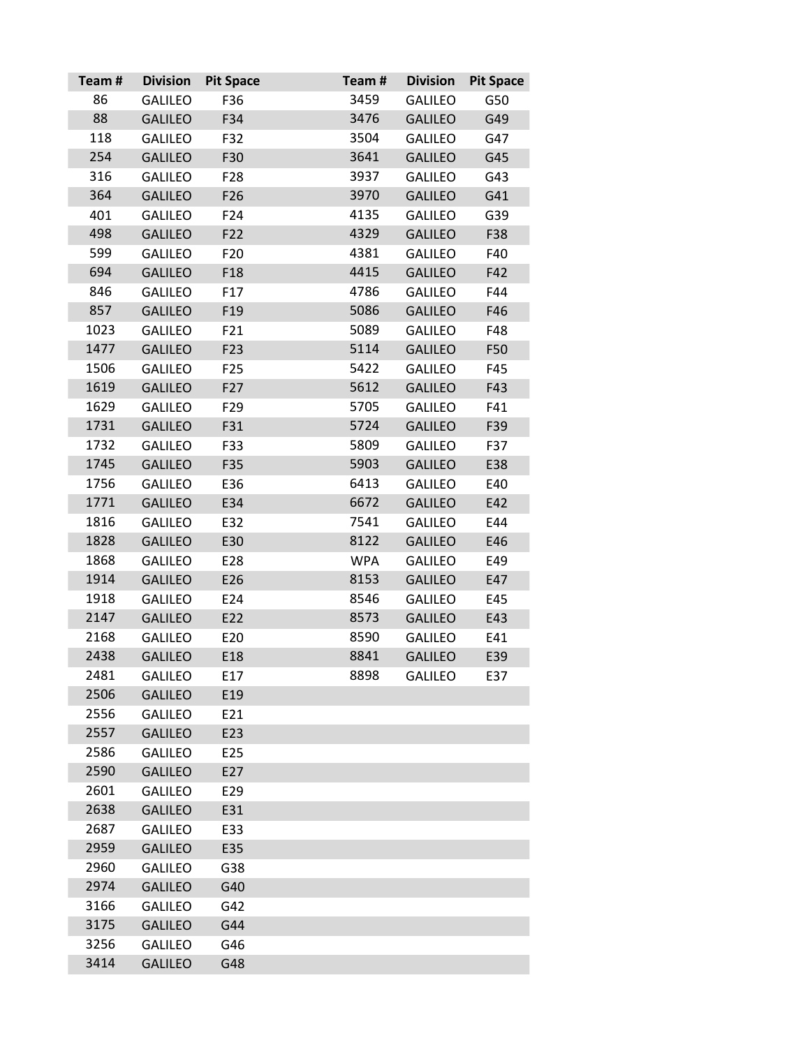| Team # | Division | Pit Space |
|---|---|---|
| 86 | GALILEO | F36 |
| 88 | GALILEO | F34 |
| 118 | GALILEO | F32 |
| 254 | GALILEO | F30 |
| 316 | GALILEO | F28 |
| 364 | GALILEO | F26 |
| 401 | GALILEO | F24 |
| 498 | GALILEO | F22 |
| 599 | GALILEO | F20 |
| 694 | GALILEO | F18 |
| 846 | GALILEO | F17 |
| 857 | GALILEO | F19 |
| 1023 | GALILEO | F21 |
| 1477 | GALILEO | F23 |
| 1506 | GALILEO | F25 |
| 1619 | GALILEO | F27 |
| 1629 | GALILEO | F29 |
| 1731 | GALILEO | F31 |
| 1732 | GALILEO | F33 |
| 1745 | GALILEO | F35 |
| 1756 | GALILEO | E36 |
| 1771 | GALILEO | E34 |
| 1816 | GALILEO | E32 |
| 1828 | GALILEO | E30 |
| 1868 | GALILEO | E28 |
| 1914 | GALILEO | E26 |
| 1918 | GALILEO | E24 |
| 2147 | GALILEO | E22 |
| 2168 | GALILEO | E20 |
| 2438 | GALILEO | E18 |
| 2481 | GALILEO | E17 |
| 2506 | GALILEO | E19 |
| 2556 | GALILEO | E21 |
| 2557 | GALILEO | E23 |
| 2586 | GALILEO | E25 |
| 2590 | GALILEO | E27 |
| 2601 | GALILEO | E29 |
| 2638 | GALILEO | E31 |
| 2687 | GALILEO | E33 |
| 2959 | GALILEO | E35 |
| 2960 | GALILEO | G38 |
| 2974 | GALILEO | G40 |
| 3166 | GALILEO | G42 |
| 3175 | GALILEO | G44 |
| 3256 | GALILEO | G46 |
| 3414 | GALILEO | G48 |
| 3459 | GALILEO | G50 |
| 3476 | GALILEO | G49 |
| 3504 | GALILEO | G47 |
| 3641 | GALILEO | G45 |
| 3937 | GALILEO | G43 |
| 3970 | GALILEO | G41 |
| 4135 | GALILEO | G39 |
| 4329 | GALILEO | F38 |
| 4381 | GALILEO | F40 |
| 4415 | GALILEO | F42 |
| 4786 | GALILEO | F44 |
| 5086 | GALILEO | F46 |
| 5089 | GALILEO | F48 |
| 5114 | GALILEO | F50 |
| 5422 | GALILEO | F45 |
| 5612 | GALILEO | F43 |
| 5705 | GALILEO | F41 |
| 5724 | GALILEO | F39 |
| 5809 | GALILEO | F37 |
| 5903 | GALILEO | E38 |
| 6413 | GALILEO | E40 |
| 6672 | GALILEO | E42 |
| 7541 | GALILEO | E44 |
| 8122 | GALILEO | E46 |
| WPA | GALILEO | E49 |
| 8153 | GALILEO | E47 |
| 8546 | GALILEO | E45 |
| 8573 | GALILEO | E43 |
| 8590 | GALILEO | E41 |
| 8841 | GALILEO | E39 |
| 8898 | GALILEO | E37 |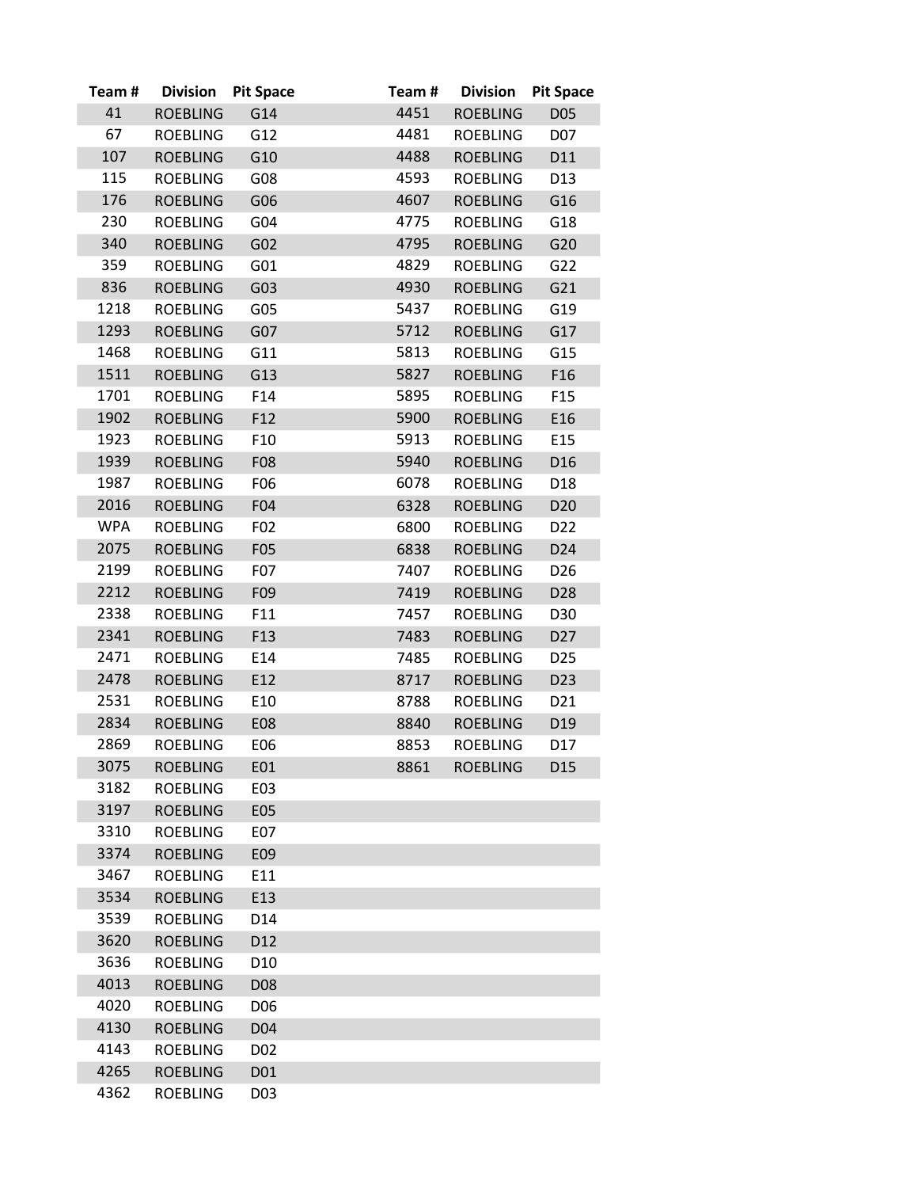| Team # | Division | Pit Space |
|---|---|---|
| 41 | ROEBLING | G14 |
| 67 | ROEBLING | G12 |
| 107 | ROEBLING | G10 |
| 115 | ROEBLING | G08 |
| 176 | ROEBLING | G06 |
| 230 | ROEBLING | G04 |
| 340 | ROEBLING | G02 |
| 359 | ROEBLING | G01 |
| 836 | ROEBLING | G03 |
| 1218 | ROEBLING | G05 |
| 1293 | ROEBLING | G07 |
| 1468 | ROEBLING | G11 |
| 1511 | ROEBLING | G13 |
| 1701 | ROEBLING | F14 |
| 1902 | ROEBLING | F12 |
| 1923 | ROEBLING | F10 |
| 1939 | ROEBLING | F08 |
| 1987 | ROEBLING | F06 |
| 2016 | ROEBLING | F04 |
| WPA | ROEBLING | F02 |
| 2075 | ROEBLING | F05 |
| 2199 | ROEBLING | F07 |
| 2212 | ROEBLING | F09 |
| 2338 | ROEBLING | F11 |
| 2341 | ROEBLING | F13 |
| 2471 | ROEBLING | E14 |
| 2478 | ROEBLING | E12 |
| 2531 | ROEBLING | E10 |
| 2834 | ROEBLING | E08 |
| 2869 | ROEBLING | E06 |
| 3075 | ROEBLING | E01 |
| 3182 | ROEBLING | E03 |
| 3197 | ROEBLING | E05 |
| 3310 | ROEBLING | E07 |
| 3374 | ROEBLING | E09 |
| 3467 | ROEBLING | E11 |
| 3534 | ROEBLING | E13 |
| 3539 | ROEBLING | D14 |
| 3620 | ROEBLING | D12 |
| 3636 | ROEBLING | D10 |
| 4013 | ROEBLING | D08 |
| 4020 | ROEBLING | D06 |
| 4130 | ROEBLING | D04 |
| 4143 | ROEBLING | D02 |
| 4265 | ROEBLING | D01 |
| 4362 | ROEBLING | D03 |
| 4451 | ROEBLING | D05 |
| 4481 | ROEBLING | D07 |
| 4488 | ROEBLING | D11 |
| 4593 | ROEBLING | D13 |
| 4607 | ROEBLING | G16 |
| 4775 | ROEBLING | G18 |
| 4795 | ROEBLING | G20 |
| 4829 | ROEBLING | G22 |
| 4930 | ROEBLING | G21 |
| 5437 | ROEBLING | G19 |
| 5712 | ROEBLING | G17 |
| 5813 | ROEBLING | G15 |
| 5827 | ROEBLING | F16 |
| 5895 | ROEBLING | F15 |
| 5900 | ROEBLING | E16 |
| 5913 | ROEBLING | E15 |
| 5940 | ROEBLING | D16 |
| 6078 | ROEBLING | D18 |
| 6328 | ROEBLING | D20 |
| 6800 | ROEBLING | D22 |
| 6838 | ROEBLING | D24 |
| 7407 | ROEBLING | D26 |
| 7419 | ROEBLING | D28 |
| 7457 | ROEBLING | D30 |
| 7483 | ROEBLING | D27 |
| 7485 | ROEBLING | D25 |
| 8717 | ROEBLING | D23 |
| 8788 | ROEBLING | D21 |
| 8840 | ROEBLING | D19 |
| 8853 | ROEBLING | D17 |
| 8861 | ROEBLING | D15 |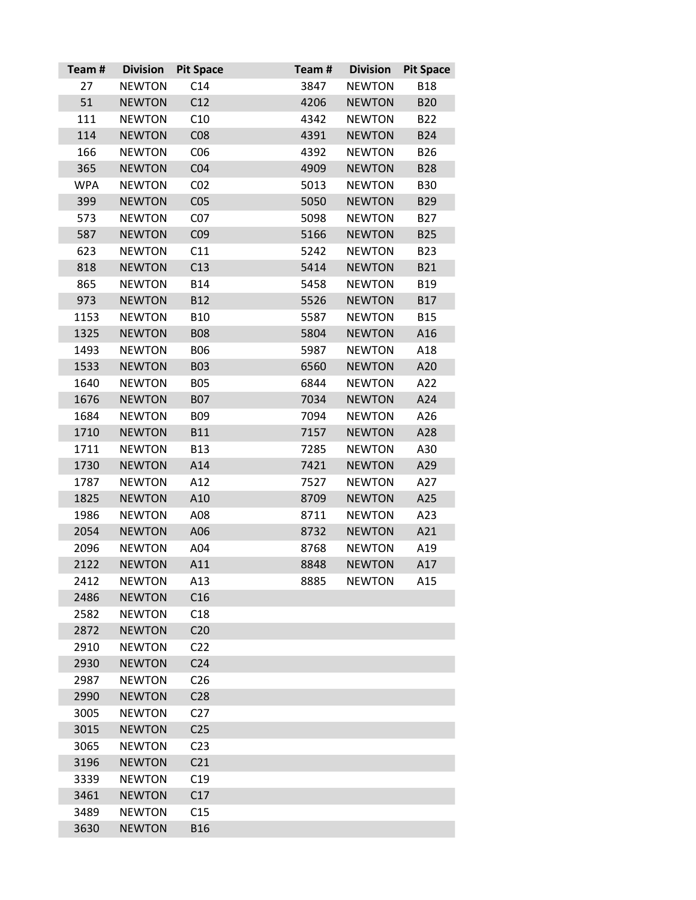| Team # | Division | Pit Space |
|---|---|---|
| 27 | NEWTON | C14 |
| 51 | NEWTON | C12 |
| 111 | NEWTON | C10 |
| 114 | NEWTON | C08 |
| 166 | NEWTON | C06 |
| 365 | NEWTON | C04 |
| WPA | NEWTON | C02 |
| 399 | NEWTON | C05 |
| 573 | NEWTON | C07 |
| 587 | NEWTON | C09 |
| 623 | NEWTON | C11 |
| 818 | NEWTON | C13 |
| 865 | NEWTON | B14 |
| 973 | NEWTON | B12 |
| 1153 | NEWTON | B10 |
| 1325 | NEWTON | B08 |
| 1493 | NEWTON | B06 |
| 1533 | NEWTON | B03 |
| 1640 | NEWTON | B05 |
| 1676 | NEWTON | B07 |
| 1684 | NEWTON | B09 |
| 1710 | NEWTON | B11 |
| 1711 | NEWTON | B13 |
| 1730 | NEWTON | A14 |
| 1787 | NEWTON | A12 |
| 1825 | NEWTON | A10 |
| 1986 | NEWTON | A08 |
| 2054 | NEWTON | A06 |
| 2096 | NEWTON | A04 |
| 2122 | NEWTON | A11 |
| 2412 | NEWTON | A13 |
| 2486 | NEWTON | C16 |
| 2582 | NEWTON | C18 |
| 2872 | NEWTON | C20 |
| 2910 | NEWTON | C22 |
| 2930 | NEWTON | C24 |
| 2987 | NEWTON | C26 |
| 2990 | NEWTON | C28 |
| 3005 | NEWTON | C27 |
| 3015 | NEWTON | C25 |
| 3065 | NEWTON | C23 |
| 3196 | NEWTON | C21 |
| 3339 | NEWTON | C19 |
| 3461 | NEWTON | C17 |
| 3489 | NEWTON | C15 |
| 3630 | NEWTON | B16 |
| 3847 | NEWTON | B18 |
| 4206 | NEWTON | B20 |
| 4342 | NEWTON | B22 |
| 4391 | NEWTON | B24 |
| 4392 | NEWTON | B26 |
| 4909 | NEWTON | B28 |
| 5013 | NEWTON | B30 |
| 5050 | NEWTON | B29 |
| 5098 | NEWTON | B27 |
| 5166 | NEWTON | B25 |
| 5242 | NEWTON | B23 |
| 5414 | NEWTON | B21 |
| 5458 | NEWTON | B19 |
| 5526 | NEWTON | B17 |
| 5587 | NEWTON | B15 |
| 5804 | NEWTON | A16 |
| 5987 | NEWTON | A18 |
| 6560 | NEWTON | A20 |
| 6844 | NEWTON | A22 |
| 7034 | NEWTON | A24 |
| 7094 | NEWTON | A26 |
| 7157 | NEWTON | A28 |
| 7285 | NEWTON | A30 |
| 7421 | NEWTON | A29 |
| 7527 | NEWTON | A27 |
| 8709 | NEWTON | A25 |
| 8711 | NEWTON | A23 |
| 8732 | NEWTON | A21 |
| 8768 | NEWTON | A19 |
| 8848 | NEWTON | A17 |
| 8885 | NEWTON | A15 |